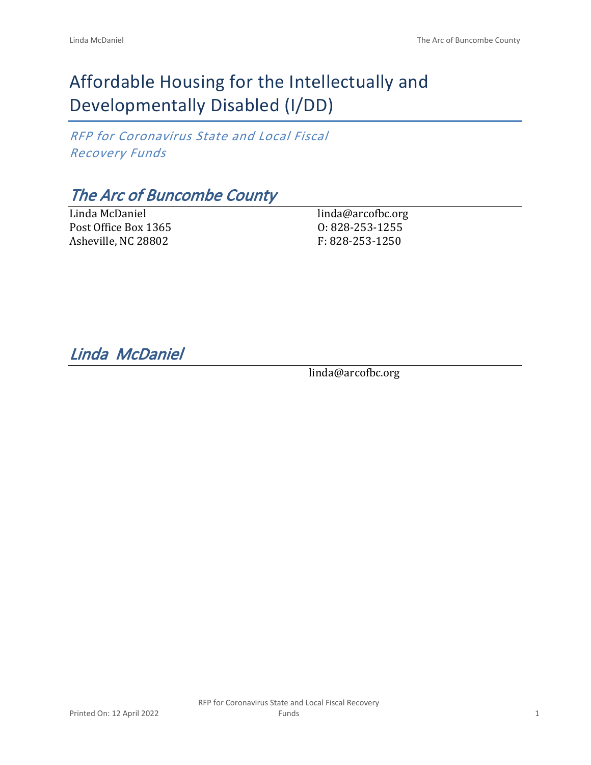# Affordable Housing for the Intellectually and Developmentally Disabled (I/DD)

*RFP for Coronavirus State and Local Fiscal Recovery Funds*

## *The Arc of Buncombe County*

Linda McDaniel
Post Office Box 1365
Asheville, NC 28802

linda@arcofbc.org
O: 828-253-1255
F: 828-253-1250

## *Linda McDaniel*

linda@arcofbc.org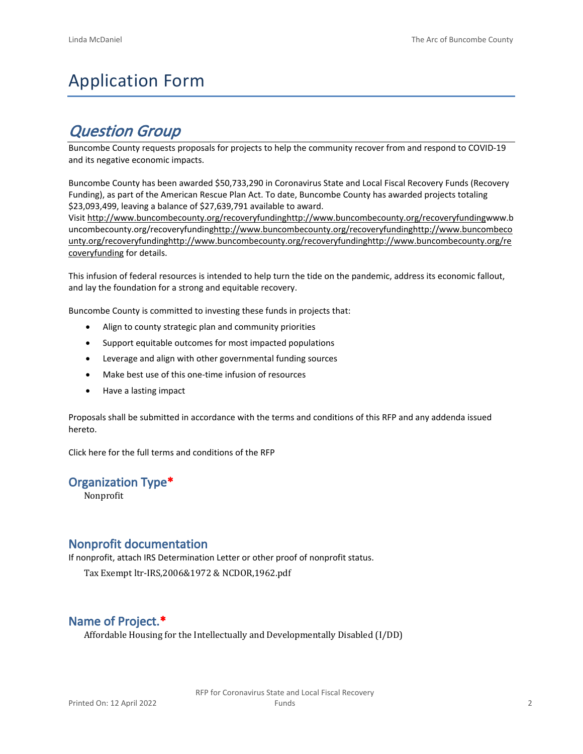# Application Form

## *Question Group*

Buncombe County requests proposals for projects to help the community recover from and respond to COVID-19 and its negative economic impacts.

Buncombe County has been awarded $50,733,290 in Coronavirus State and Local Fiscal Recovery Funds (Recovery Funding), as part of the American Rescue Plan Act. To date, Buncombe County has awarded projects totaling $23,093,499, leaving a balance of $27,639,791 available to award.

Visit http://www.buncombecounty.org/recoveryfundinghttp://www.buncombecounty.org/recoveryfundingwww.buncombecounty.org/recoveryfundinghttp://www.buncombecounty.org/recoveryfundinghttp://www.buncombecounty.org/recoveryfundinghttp://www.buncombecounty.org/recoveryfundinghttp://www.buncombecounty.org/recoveryfunding for details.

This infusion of federal resources is intended to help turn the tide on the pandemic, address its economic fallout, and lay the foundation for a strong and equitable recovery.

Buncombe County is committed to investing these funds in projects that:

- Align to county strategic plan and community priorities
- Support equitable outcomes for most impacted populations
- Leverage and align with other governmental funding sources
- Make best use of this one-time infusion of resources
- Have a lasting impact

Proposals shall be submitted in accordance with the terms and conditions of this RFP and any addenda issued hereto.

Click here for the full terms and conditions of the RFP

### Organization Type*

Nonprofit

### Nonprofit documentation

If nonprofit, attach IRS Determination Letter or other proof of nonprofit status.

Tax Exempt ltr-IRS,2006&1972 & NCDOR,1962.pdf

### Name of Project.*

Affordable Housing for the Intellectually and Developmentally Disabled (I/DD)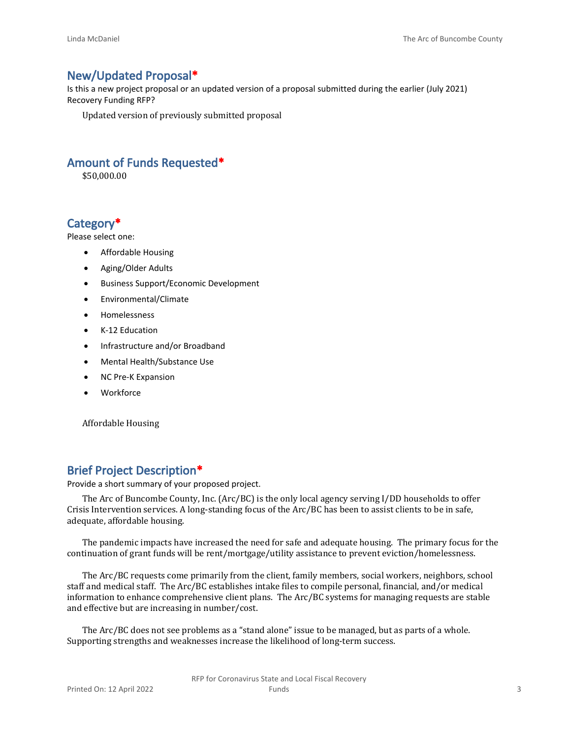## New/Updated Proposal*

Is this a new project proposal or an updated version of a proposal submitted during the earlier (July 2021) Recovery Funding RFP?

Updated version of previously submitted proposal

## Amount of Funds Requested*

$50,000.00

## Category*

Please select one:

- Affordable Housing
- Aging/Older Adults
- Business Support/Economic Development
- Environmental/Climate
- Homelessness
- K-12 Education
- Infrastructure and/or Broadband
- Mental Health/Substance Use
- NC Pre-K Expansion
- Workforce

Affordable Housing

## Brief Project Description*

Provide a short summary of your proposed project.

The Arc of Buncombe County, Inc. (Arc/BC) is the only local agency serving I/DD households to offer Crisis Intervention services. A long-standing focus of the Arc/BC has been to assist clients to be in safe, adequate, affordable housing.

The pandemic impacts have increased the need for safe and adequate housing. The primary focus for the continuation of grant funds will be rent/mortgage/utility assistance to prevent eviction/homelessness.

The Arc/BC requests come primarily from the client, family members, social workers, neighbors, school staff and medical staff. The Arc/BC establishes intake files to compile personal, financial, and/or medical information to enhance comprehensive client plans. The Arc/BC systems for managing requests are stable and effective but are increasing in number/cost.

The Arc/BC does not see problems as a "stand alone" issue to be managed, but as parts of a whole. Supporting strengths and weaknesses increase the likelihood of long-term success.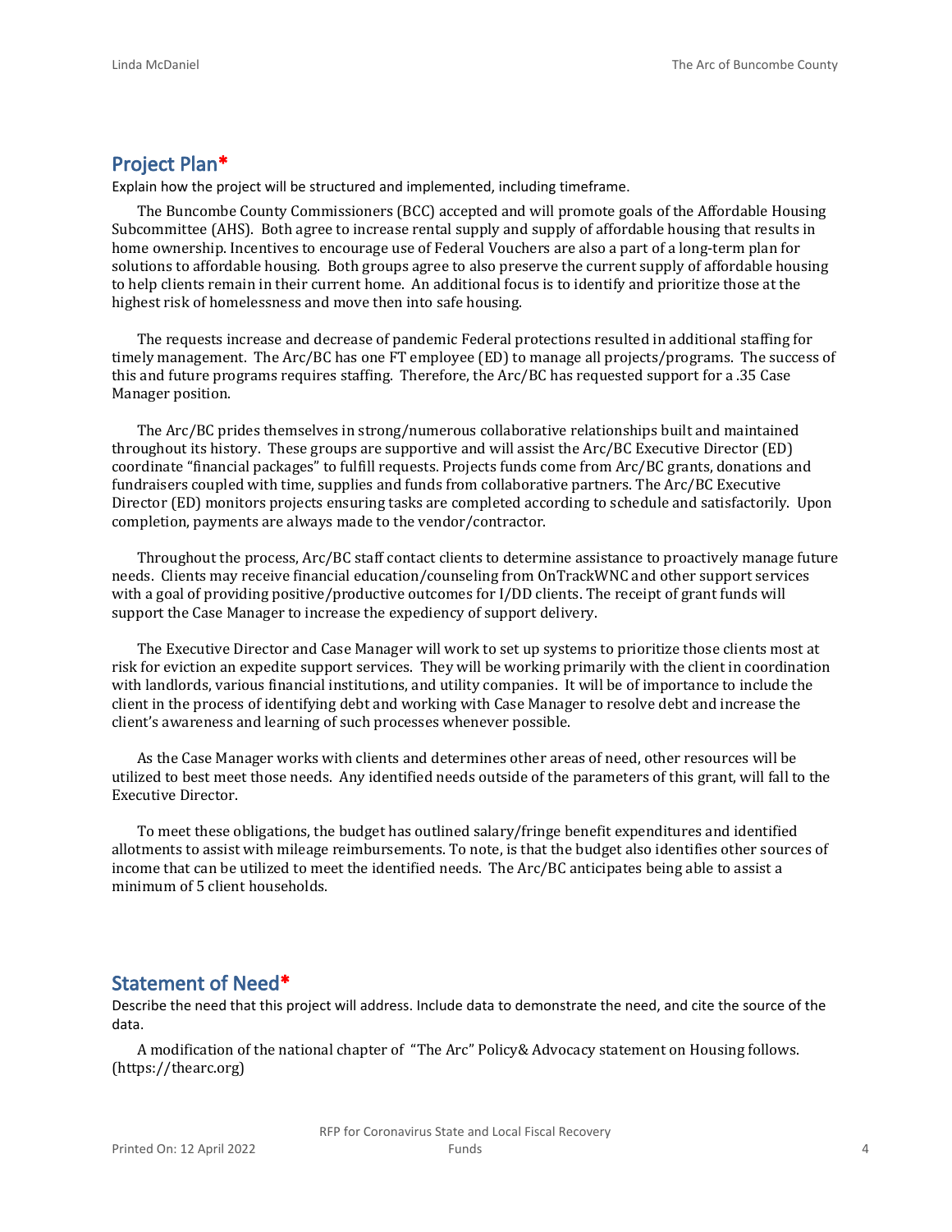## Project Plan*

Explain how the project will be structured and implemented, including timeframe.

The Buncombe County Commissioners (BCC) accepted and will promote goals of the Affordable Housing Subcommittee (AHS). Both agree to increase rental supply and supply of affordable housing that results in home ownership. Incentives to encourage use of Federal Vouchers are also a part of a long-term plan for solutions to affordable housing. Both groups agree to also preserve the current supply of affordable housing to help clients remain in their current home. An additional focus is to identify and prioritize those at the highest risk of homelessness and move then into safe housing.

The requests increase and decrease of pandemic Federal protections resulted in additional staffing for timely management. The Arc/BC has one FT employee (ED) to manage all projects/programs. The success of this and future programs requires staffing. Therefore, the Arc/BC has requested support for a .35 Case Manager position.

The Arc/BC prides themselves in strong/numerous collaborative relationships built and maintained throughout its history. These groups are supportive and will assist the Arc/BC Executive Director (ED) coordinate "financial packages" to fulfill requests. Projects funds come from Arc/BC grants, donations and fundraisers coupled with time, supplies and funds from collaborative partners. The Arc/BC Executive Director (ED) monitors projects ensuring tasks are completed according to schedule and satisfactorily. Upon completion, payments are always made to the vendor/contractor.

Throughout the process, Arc/BC staff contact clients to determine assistance to proactively manage future needs. Clients may receive financial education/counseling from OnTrackWNC and other support services with a goal of providing positive/productive outcomes for I/DD clients. The receipt of grant funds will support the Case Manager to increase the expediency of support delivery.

The Executive Director and Case Manager will work to set up systems to prioritize those clients most at risk for eviction an expedite support services. They will be working primarily with the client in coordination with landlords, various financial institutions, and utility companies. It will be of importance to include the client in the process of identifying debt and working with Case Manager to resolve debt and increase the client's awareness and learning of such processes whenever possible.

As the Case Manager works with clients and determines other areas of need, other resources will be utilized to best meet those needs. Any identified needs outside of the parameters of this grant, will fall to the Executive Director.

To meet these obligations, the budget has outlined salary/fringe benefit expenditures and identified allotments to assist with mileage reimbursements. To note, is that the budget also identifies other sources of income that can be utilized to meet the identified needs. The Arc/BC anticipates being able to assist a minimum of 5 client households.

## Statement of Need*

Describe the need that this project will address. Include data to demonstrate the need, and cite the source of the data.

A modification of the national chapter of "The Arc" Policy& Advocacy statement on Housing follows. (https://thearc.org)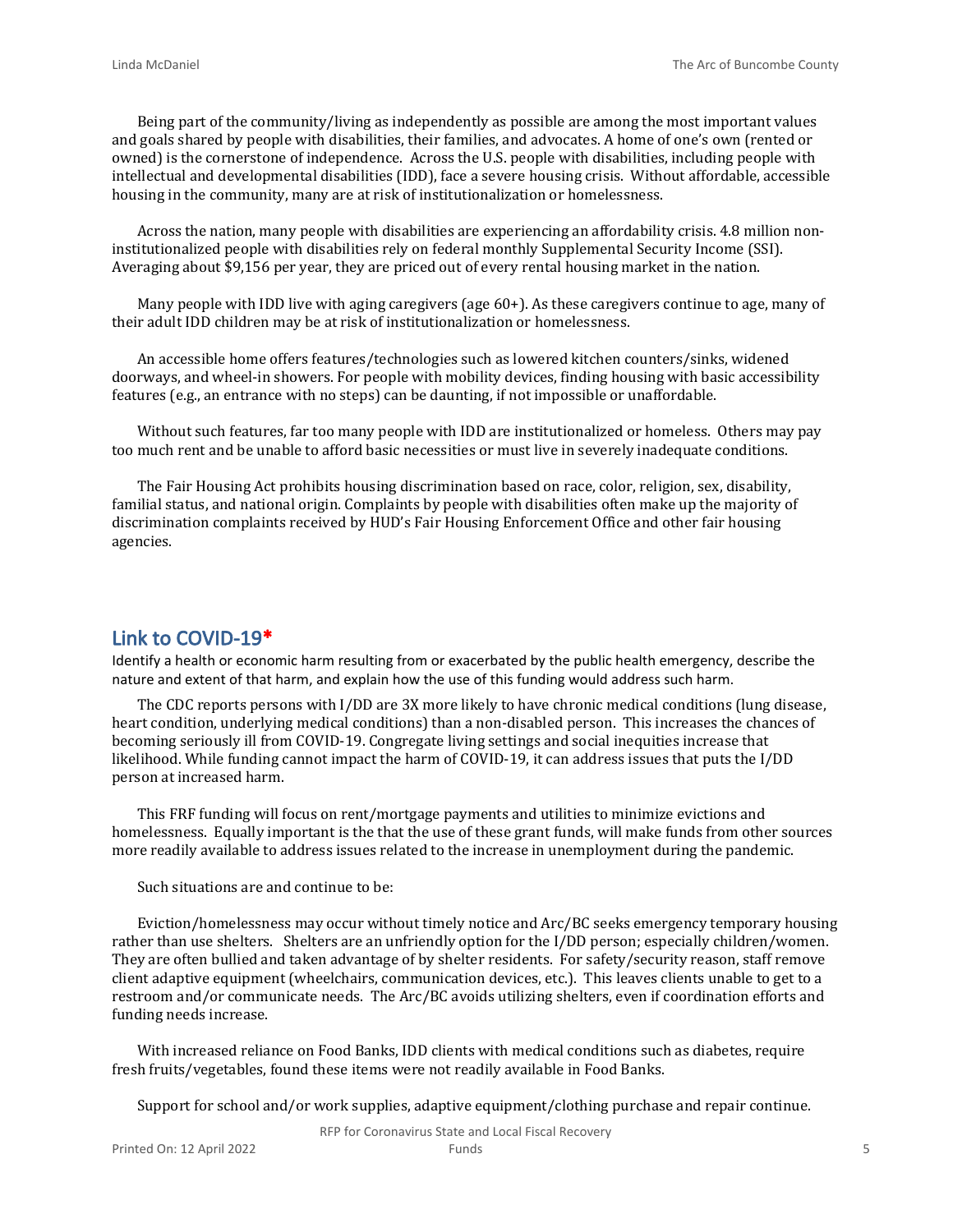Being part of the community/living as independently as possible are among the most important values and goals shared by people with disabilities, their families, and advocates. A home of one's own (rented or owned) is the cornerstone of independence. Across the U.S. people with disabilities, including people with intellectual and developmental disabilities (IDD), face a severe housing crisis. Without affordable, accessible housing in the community, many are at risk of institutionalization or homelessness.

Across the nation, many people with disabilities are experiencing an affordability crisis. 4.8 million non-institutionalized people with disabilities rely on federal monthly Supplemental Security Income (SSI). Averaging about $9,156 per year, they are priced out of every rental housing market in the nation.

Many people with IDD live with aging caregivers (age 60+). As these caregivers continue to age, many of their adult IDD children may be at risk of institutionalization or homelessness.

An accessible home offers features/technologies such as lowered kitchen counters/sinks, widened doorways, and wheel-in showers. For people with mobility devices, finding housing with basic accessibility features (e.g., an entrance with no steps) can be daunting, if not impossible or unaffordable.

Without such features, far too many people with IDD are institutionalized or homeless. Others may pay too much rent and be unable to afford basic necessities or must live in severely inadequate conditions.

The Fair Housing Act prohibits housing discrimination based on race, color, religion, sex, disability, familial status, and national origin. Complaints by people with disabilities often make up the majority of discrimination complaints received by HUD's Fair Housing Enforcement Office and other fair housing agencies.

## Link to COVID-19*

Identify a health or economic harm resulting from or exacerbated by the public health emergency, describe the nature and extent of that harm, and explain how the use of this funding would address such harm.

The CDC reports persons with I/DD are 3X more likely to have chronic medical conditions (lung disease, heart condition, underlying medical conditions) than a non-disabled person. This increases the chances of becoming seriously ill from COVID-19. Congregate living settings and social inequities increase that likelihood. While funding cannot impact the harm of COVID-19, it can address issues that puts the I/DD person at increased harm.

This FRF funding will focus on rent/mortgage payments and utilities to minimize evictions and homelessness. Equally important is the that the use of these grant funds, will make funds from other sources more readily available to address issues related to the increase in unemployment during the pandemic.

Such situations are and continue to be:

Eviction/homelessness may occur without timely notice and Arc/BC seeks emergency temporary housing rather than use shelters. Shelters are an unfriendly option for the I/DD person; especially children/women. They are often bullied and taken advantage of by shelter residents. For safety/security reason, staff remove client adaptive equipment (wheelchairs, communication devices, etc.). This leaves clients unable to get to a restroom and/or communicate needs. The Arc/BC avoids utilizing shelters, even if coordination efforts and funding needs increase.

With increased reliance on Food Banks, IDD clients with medical conditions such as diabetes, require fresh fruits/vegetables, found these items were not readily available in Food Banks.

Support for school and/or work supplies, adaptive equipment/clothing purchase and repair continue.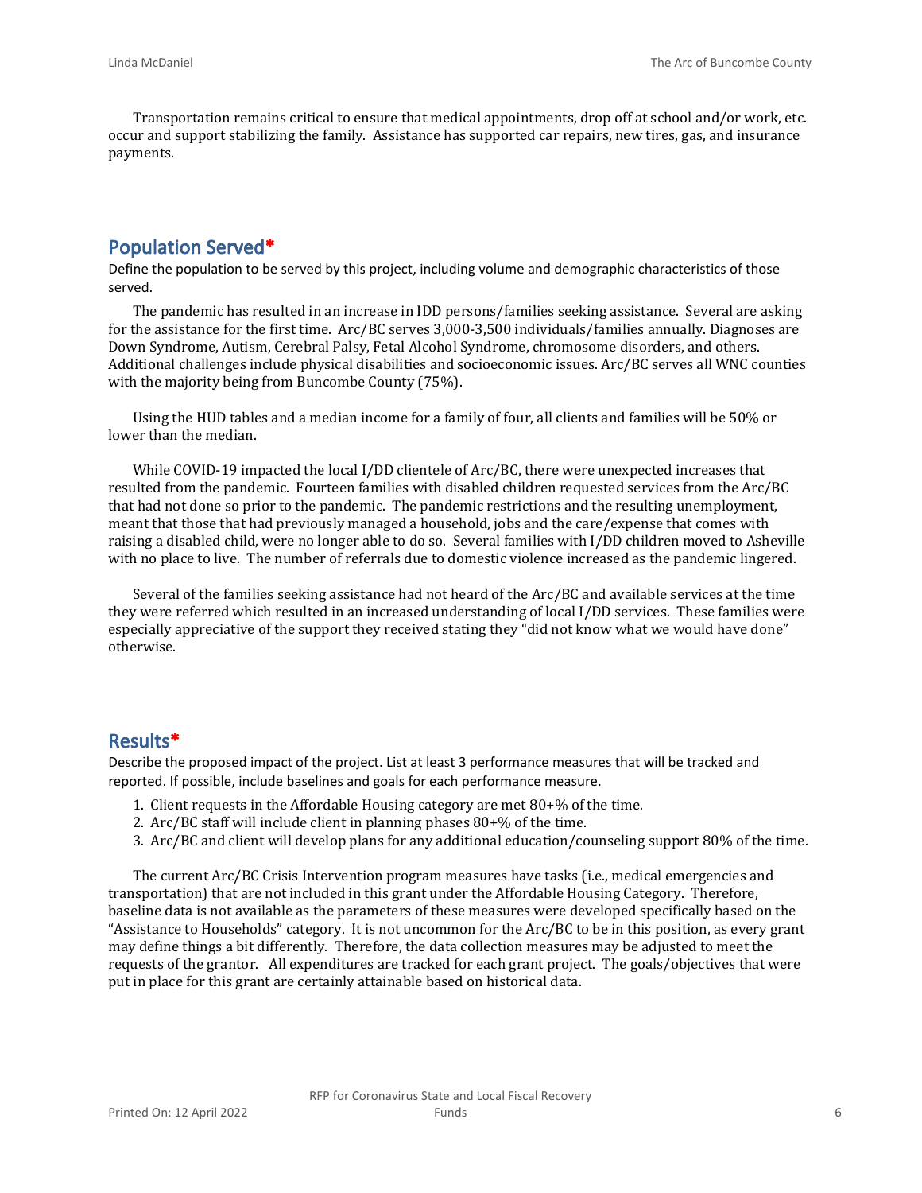Transportation remains critical to ensure that medical appointments, drop off at school and/or work, etc. occur and support stabilizing the family. Assistance has supported car repairs, new tires, gas, and insurance payments.

## Population Served*

Define the population to be served by this project, including volume and demographic characteristics of those served.

The pandemic has resulted in an increase in IDD persons/families seeking assistance. Several are asking for the assistance for the first time. Arc/BC serves 3,000-3,500 individuals/families annually. Diagnoses are Down Syndrome, Autism, Cerebral Palsy, Fetal Alcohol Syndrome, chromosome disorders, and others. Additional challenges include physical disabilities and socioeconomic issues. Arc/BC serves all WNC counties with the majority being from Buncombe County (75%).

Using the HUD tables and a median income for a family of four, all clients and families will be 50% or lower than the median.

While COVID-19 impacted the local I/DD clientele of Arc/BC, there were unexpected increases that resulted from the pandemic. Fourteen families with disabled children requested services from the Arc/BC that had not done so prior to the pandemic. The pandemic restrictions and the resulting unemployment, meant that those that had previously managed a household, jobs and the care/expense that comes with raising a disabled child, were no longer able to do so. Several families with I/DD children moved to Asheville with no place to live. The number of referrals due to domestic violence increased as the pandemic lingered.

Several of the families seeking assistance had not heard of the Arc/BC and available services at the time they were referred which resulted in an increased understanding of local I/DD services. These families were especially appreciative of the support they received stating they "did not know what we would have done" otherwise.

## Results*

Describe the proposed impact of the project. List at least 3 performance measures that will be tracked and reported. If possible, include baselines and goals for each performance measure.

1. Client requests in the Affordable Housing category are met 80+% of the time.
2. Arc/BC staff will include client in planning phases 80+% of the time.
3. Arc/BC and client will develop plans for any additional education/counseling support 80% of the time.

The current Arc/BC Crisis Intervention program measures have tasks (i.e., medical emergencies and transportation) that are not included in this grant under the Affordable Housing Category. Therefore, baseline data is not available as the parameters of these measures were developed specifically based on the "Assistance to Households" category. It is not uncommon for the Arc/BC to be in this position, as every grant may define things a bit differently. Therefore, the data collection measures may be adjusted to meet the requests of the grantor. All expenditures are tracked for each grant project. The goals/objectives that were put in place for this grant are certainly attainable based on historical data.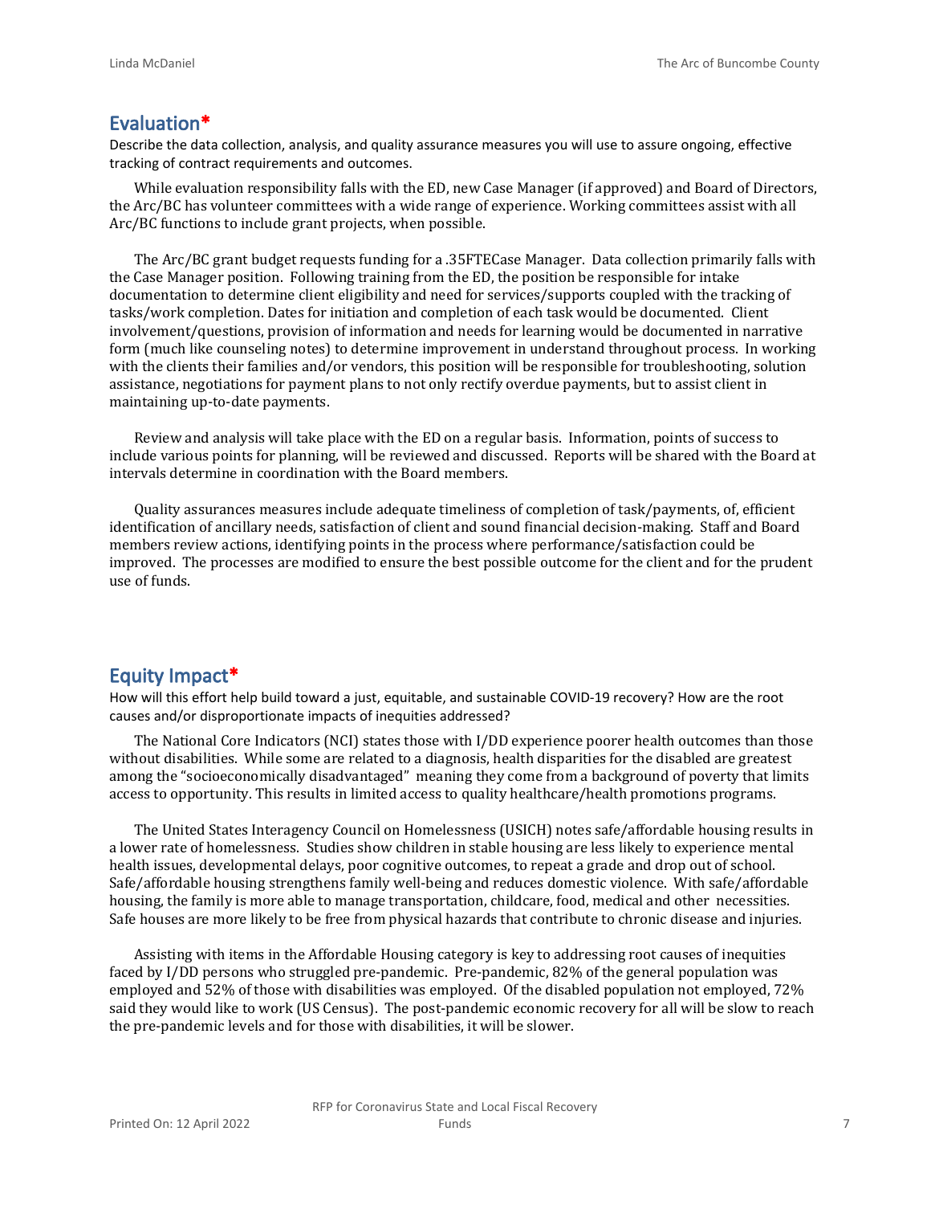## Evaluation*

Describe the data collection, analysis, and quality assurance measures you will use to assure ongoing, effective tracking of contract requirements and outcomes.

While evaluation responsibility falls with the ED, new Case Manager (if approved) and Board of Directors, the Arc/BC has volunteer committees with a wide range of experience. Working committees assist with all Arc/BC functions to include grant projects, when possible.

The Arc/BC grant budget requests funding for a .35FTECase Manager. Data collection primarily falls with the Case Manager position. Following training from the ED, the position be responsible for intake documentation to determine client eligibility and need for services/supports coupled with the tracking of tasks/work completion. Dates for initiation and completion of each task would be documented. Client involvement/questions, provision of information and needs for learning would be documented in narrative form (much like counseling notes) to determine improvement in understand throughout process. In working with the clients their families and/or vendors, this position will be responsible for troubleshooting, solution assistance, negotiations for payment plans to not only rectify overdue payments, but to assist client in maintaining up-to-date payments.

Review and analysis will take place with the ED on a regular basis. Information, points of success to include various points for planning, will be reviewed and discussed. Reports will be shared with the Board at intervals determine in coordination with the Board members.

Quality assurances measures include adequate timeliness of completion of task/payments, of, efficient identification of ancillary needs, satisfaction of client and sound financial decision-making. Staff and Board members review actions, identifying points in the process where performance/satisfaction could be improved. The processes are modified to ensure the best possible outcome for the client and for the prudent use of funds.

## Equity Impact*

How will this effort help build toward a just, equitable, and sustainable COVID-19 recovery? How are the root causes and/or disproportionate impacts of inequities addressed?

The National Core Indicators (NCI) states those with I/DD experience poorer health outcomes than those without disabilities. While some are related to a diagnosis, health disparities for the disabled are greatest among the "socioeconomically disadvantaged" meaning they come from a background of poverty that limits access to opportunity. This results in limited access to quality healthcare/health promotions programs.

The United States Interagency Council on Homelessness (USICH) notes safe/affordable housing results in a lower rate of homelessness. Studies show children in stable housing are less likely to experience mental health issues, developmental delays, poor cognitive outcomes, to repeat a grade and drop out of school. Safe/affordable housing strengthens family well-being and reduces domestic violence. With safe/affordable housing, the family is more able to manage transportation, childcare, food, medical and other necessities. Safe houses are more likely to be free from physical hazards that contribute to chronic disease and injuries.

Assisting with items in the Affordable Housing category is key to addressing root causes of inequities faced by I/DD persons who struggled pre-pandemic. Pre-pandemic, 82% of the general population was employed and 52% of those with disabilities was employed. Of the disabled population not employed, 72% said they would like to work (US Census). The post-pandemic economic recovery for all will be slow to reach the pre-pandemic levels and for those with disabilities, it will be slower.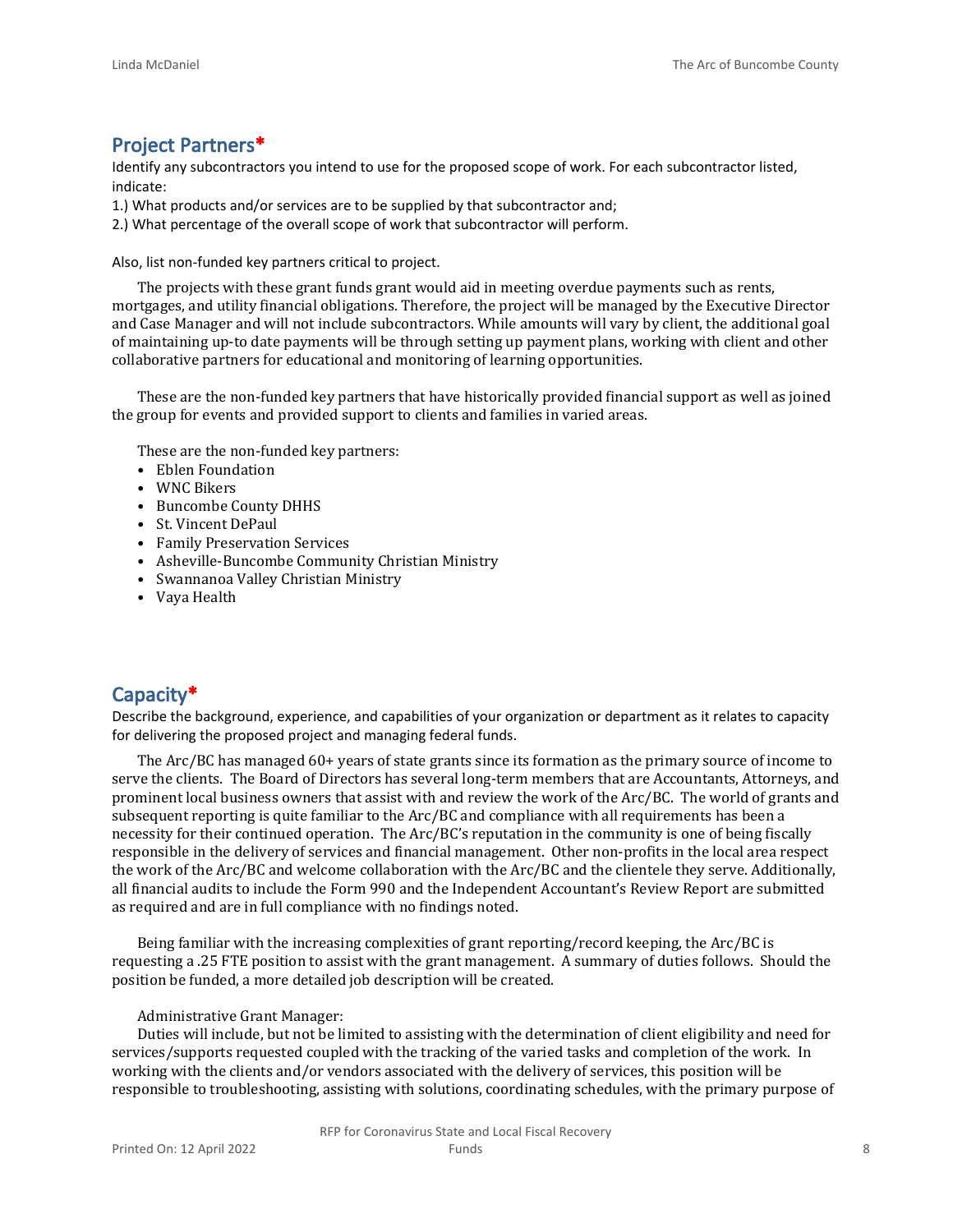## Project Partners*

Identify any subcontractors you intend to use for the proposed scope of work. For each subcontractor listed, indicate:

1.) What products and/or services are to be supplied by that subcontractor and;

2.) What percentage of the overall scope of work that subcontractor will perform.

Also, list non-funded key partners critical to project.

The projects with these grant funds grant would aid in meeting overdue payments such as rents, mortgages, and utility financial obligations. Therefore, the project will be managed by the Executive Director and Case Manager and will not include subcontractors. While amounts will vary by client, the additional goal of maintaining up-to date payments will be through setting up payment plans, working with client and other collaborative partners for educational and monitoring of learning opportunities.

These are the non-funded key partners that have historically provided financial support as well as joined the group for events and provided support to clients and families in varied areas.

These are the non-funded key partners:

- Eblen Foundation
- WNC Bikers
- Buncombe County DHHS
- St. Vincent DePaul
- Family Preservation Services
- Asheville-Buncombe Community Christian Ministry
- Swannanoa Valley Christian Ministry
- Vaya Health

## Capacity*

Describe the background, experience, and capabilities of your organization or department as it relates to capacity for delivering the proposed project and managing federal funds.

The Arc/BC has managed 60+ years of state grants since its formation as the primary source of income to serve the clients. The Board of Directors has several long-term members that are Accountants, Attorneys, and prominent local business owners that assist with and review the work of the Arc/BC. The world of grants and subsequent reporting is quite familiar to the Arc/BC and compliance with all requirements has been a necessity for their continued operation. The Arc/BC's reputation in the community is one of being fiscally responsible in the delivery of services and financial management. Other non-profits in the local area respect the work of the Arc/BC and welcome collaboration with the Arc/BC and the clientele they serve. Additionally, all financial audits to include the Form 990 and the Independent Accountant's Review Report are submitted as required and are in full compliance with no findings noted.

Being familiar with the increasing complexities of grant reporting/record keeping, the Arc/BC is requesting a .25 FTE position to assist with the grant management. A summary of duties follows. Should the position be funded, a more detailed job description will be created.

Administrative Grant Manager:

Duties will include, but not be limited to assisting with the determination of client eligibility and need for services/supports requested coupled with the tracking of the varied tasks and completion of the work. In working with the clients and/or vendors associated with the delivery of services, this position will be responsible to troubleshooting, assisting with solutions, coordinating schedules, with the primary purpose of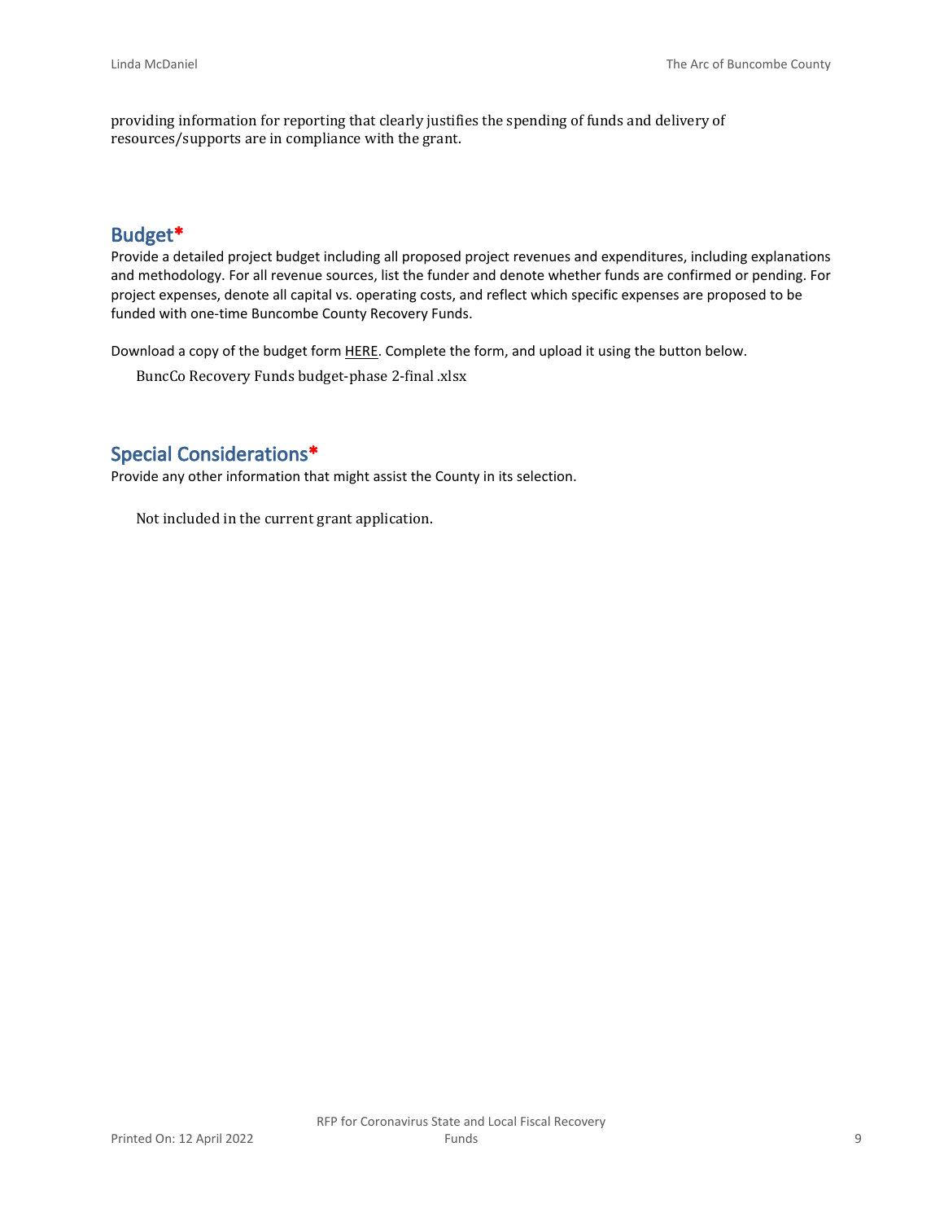providing information for reporting that clearly justifies the spending of funds and delivery of resources/supports are in compliance with the grant.

## Budget*

Provide a detailed project budget including all proposed project revenues and expenditures, including explanations and methodology. For all revenue sources, list the funder and denote whether funds are confirmed or pending. For project expenses, denote all capital vs. operating costs, and reflect which specific expenses are proposed to be funded with one-time Buncombe County Recovery Funds.

Download a copy of the budget form HERE. Complete the form, and upload it using the button below.

BuncCo Recovery Funds budget-phase 2-final .xlsx

## Special Considerations*

Provide any other information that might assist the County in its selection.

Not included in the current grant application.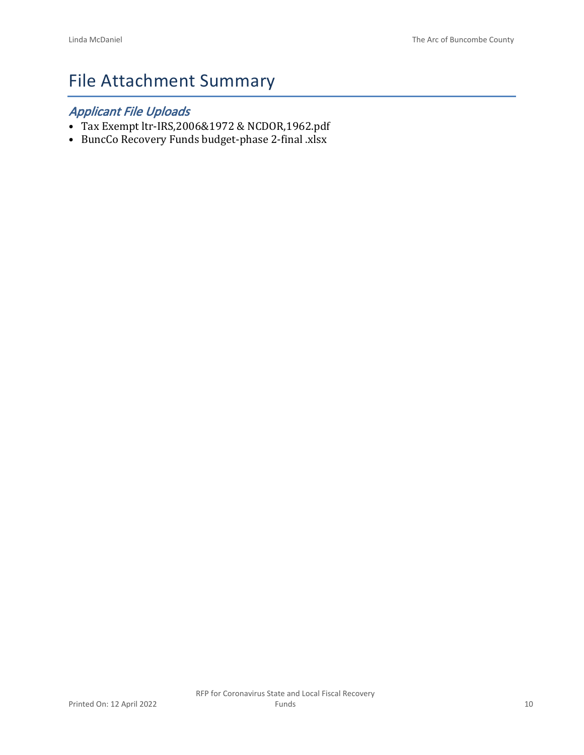# File Attachment Summary

## *Applicant File Uploads*

- Tax Exempt ltr-IRS,2006&1972 & NCDOR,1962.pdf
- BuncCo Recovery Funds budget-phase 2-final .xlsx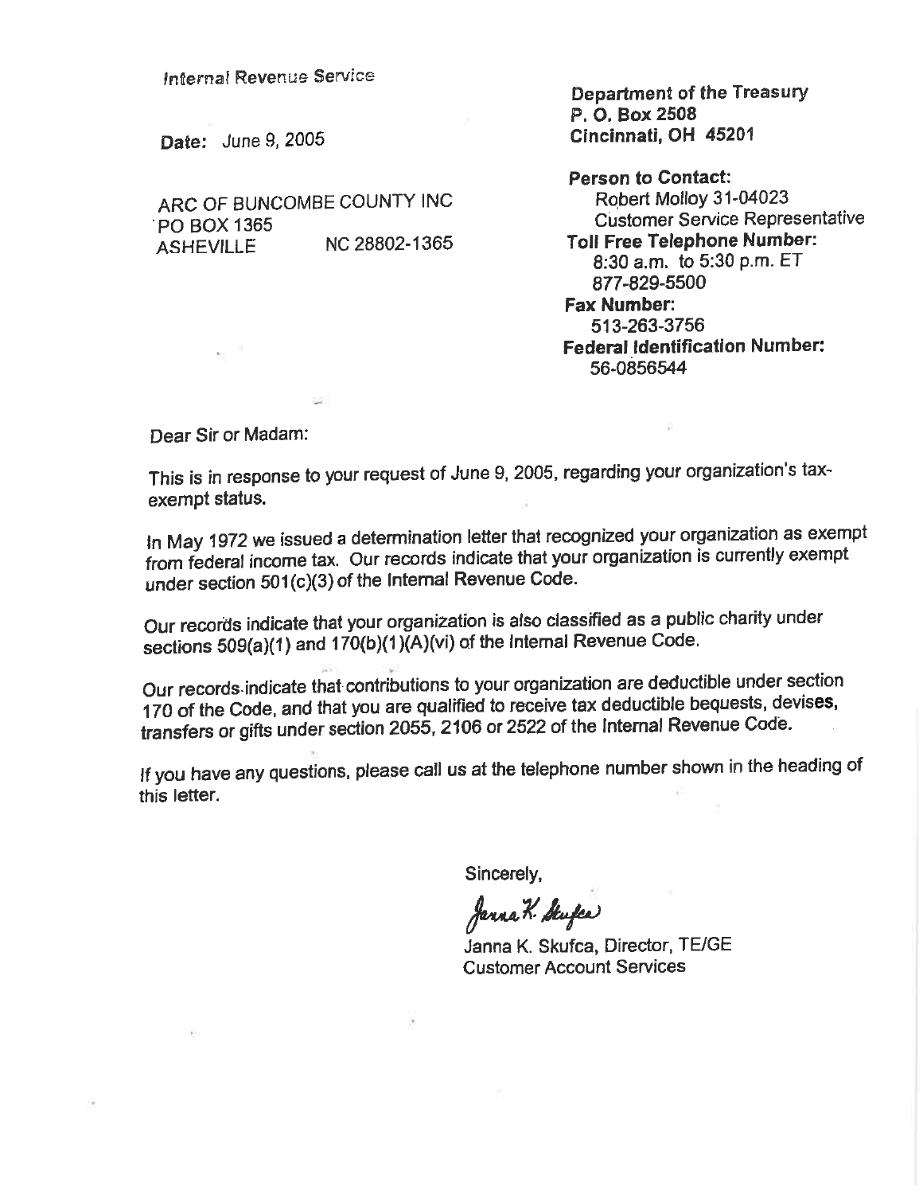Internal Revenue Service

**Date:** June 9, 2005

ARC OF BUNCOMBE COUNTY INC
PO BOX 1365
ASHEVILLE NC 28802-1365

**Department of the Treasury**
**P. O. Box 2508**
**Cincinnati, OH 45201**

**Person to Contact:**
Robert Molloy 31-04023
Customer Service Representative
**Toll Free Telephone Number:**
8:30 a.m. to 5:30 p.m. ET
877-829-5500
**Fax Number:**
513-263-3756
**Federal Identification Number:**
56-0856544

Dear Sir or Madam:

This is in response to your request of June 9, 2005, regarding your organization's tax-exempt status.

In May 1972 we issued a determination letter that recognized your organization as exempt from federal income tax. Our records indicate that your organization is currently exempt under section 501(c)(3) of the Internal Revenue Code.

Our records indicate that your organization is also classified as a public charity under sections 509(a)(1) and 170(b)(1)(A)(vi) of the Internal Revenue Code.

Our records indicate that contributions to your organization are deductible under section 170 of the Code, and that you are qualified to receive tax deductible bequests, devises, transfers or gifts under section 2055, 2106 or 2522 of the Internal Revenue Code.

If you have any questions, please call us at the telephone number shown in the heading of this letter.

Sincerely,

Janna K. Skufca

Janna K. Skufca, Director, TE/GE
Customer Account Services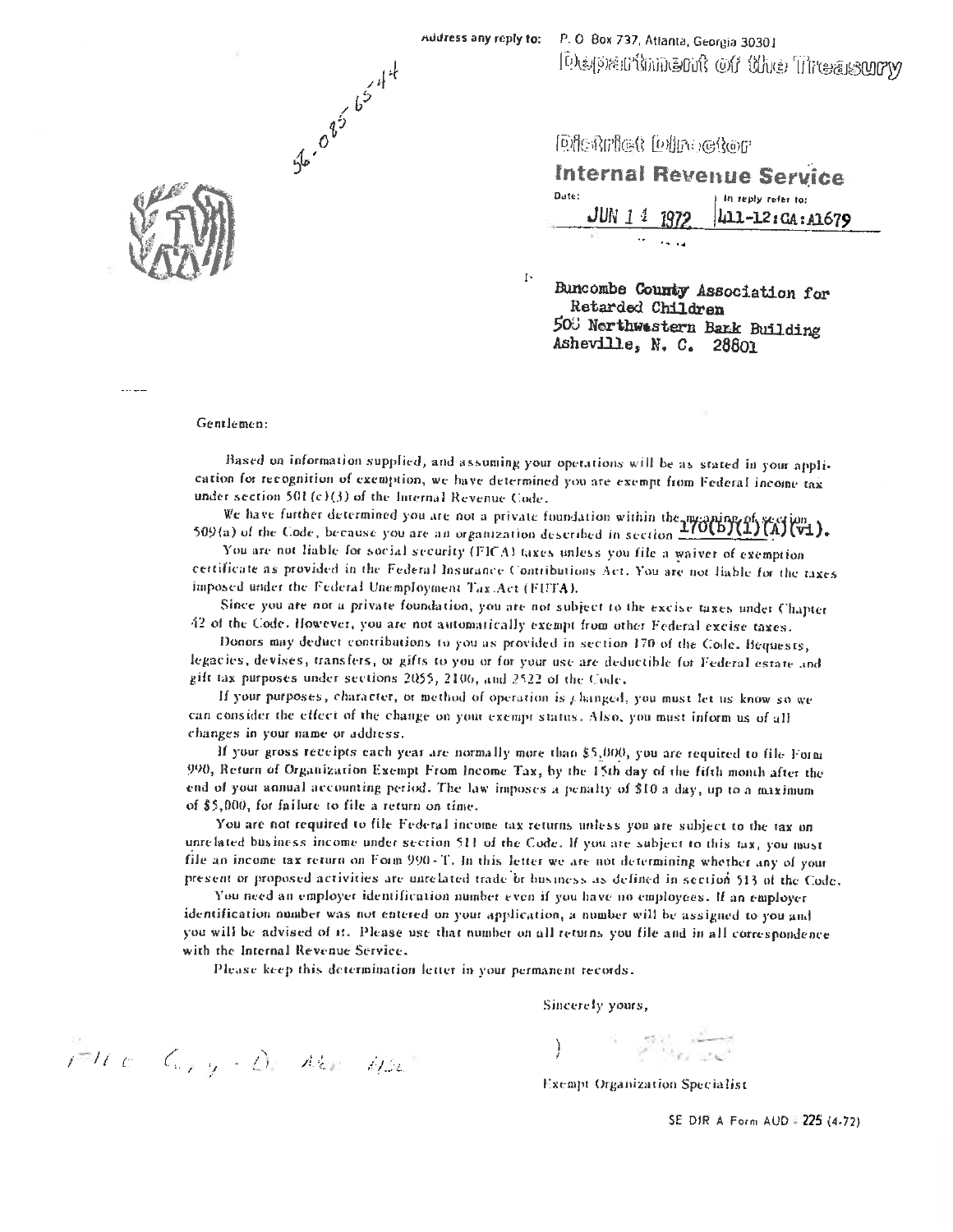Address any reply to: P. O. Box 737, Atlanta, Georgia 30301

Department of the Treasury

56-0856544

District Director

**Internal Revenue Service**

Date: JUN 14 1972

In reply to refer to: 411-12:GA:A1679

Buncombe County Association for Retarded Children
500 Northwestern Bank Building
Asheville, N. C. 28801

Gentlemen:

Based on information supplied, and assuming your operations will be as stated in your application for recognition of exemption, we have determined you are exempt from Federal income tax under section 501(c)(3) of the Internal Revenue Code.

We have further determined you are not a private foundation within the meaning of section 509(a) of the Code, because you are an organization described in section 170(b)(1)(A)(vi).

You are not liable for social security (FICA) taxes unless you file a waiver of exemption certificate as provided in the Federal Insurance Contributions Act. You are not liable for the taxes imposed under the Federal Unemployment Tax Act (FUTA).

Since you are not a private foundation, you are not subject to the excise taxes under Chapter 42 of the Code. However, you are not automatically exempt from other Federal excise taxes.

Donors may deduct contributions to you as provided in section 170 of the Code. Bequests, legacies, devises, transfers, or gifts to you or for your use are deductible for Federal estate and gift tax purposes under sections 2055, 2106, and 2522 of the Code.

If your purposes, character, or method of operation is changed, you must let us know so we can consider the effect of the change on your exempt status. Also, you must inform us of all changes in your name or address.

If your gross receipts each year are normally more than $5,000, you are required to file Form 990, Return of Organization Exempt From Income Tax, by the 15th day of the fifth month after the end of your annual accounting period. The law imposes a penalty of $10 a day, up to a maximum of $5,000, for failure to file a return on time.

You are not required to file Federal income tax returns unless you are subject to the tax on unrelated business income under section 511 of the Code. If you are subject to this tax, you must file an income tax return on Form 990-T. In this letter we are not determining whether any of your present or proposed activities are unrelated trade or business as defined in section 513 of the Code.

You need an employer identification number even if you have no employees. If an employer identification number was not entered on your application, a number will be assigned to you and you will be advised of it. Please use that number on all returns you file and in all correspondence with the Internal Revenue Service.

Please keep this determination letter in your permanent records.

Sincerely yours,

Exempt Organization Specialist

SE DIR A Form AUD - 225 (4-72)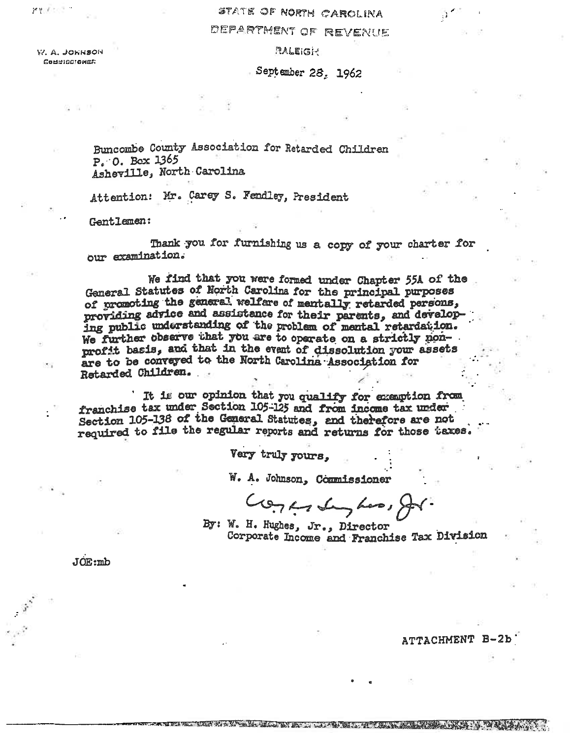STATE OF NORTH CAROLINA

DEPARTMENT OF REVENUE

RALEIGH

W. A. JOHNSON
COMMISSIONER

September 28, 1962

Buncombe County Association for Retarded Children
P. O. Box 1365
Asheville, North Carolina

Attention: Mr. Carey S. Fendley, President

Gentlemen:

Thank you for furnishing us a copy of your charter for our examination.

We find that you were formed under Chapter 55A of the General Statutes of North Carolina for the principal purposes of promoting the general welfare of mentally retarded persons, providing advice and assistance for their parents, and developing public understanding of the problem of mental retardation. We further observe that you are to operate on a strictly nonprofit basis, and that in the event of dissolution your assets are to be conveyed to the North Carolina Association for Retarded Children.

It is our opinion that you qualify for exemption from franchise tax under Section 105-125 and from income tax under Section 105-138 of the General Statutes, and therefore are not required to file the regular reports and returns for those taxes.

Very truly yours,

W. A. Johnson, Commissioner

By: W. H. Hughes, Jr., Director
Corporate Income and Franchise Tax Division

JOE:mb

ATTACHMENT B-2b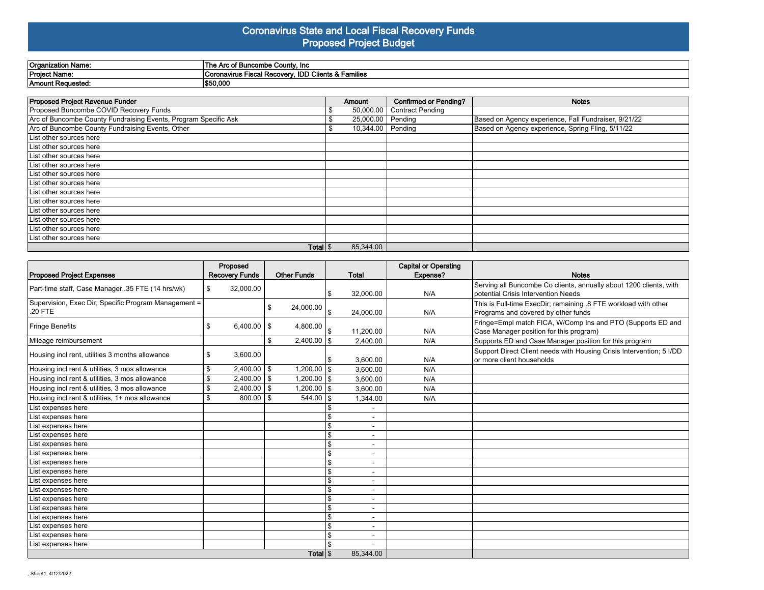# Coronavirus State and Local Fiscal Recovery Funds
# Proposed Project Budget

| | |
|---|---|
| **Organization Name:** | **The Arc of Buncombe County, Inc** |
| **Project Name:** | **Coronavirus Fiscal Recovery, IDD Clients & Families** |
| **Amount Requested:** | **$50,000** |

| Proposed Project Revenue Funder | Amount | Confirmed or Pending? | Notes |
|---|---|---|---|
| Proposed Buncombe COVID Recovery Funds | $ 50,000.00 | Contract Pending | |
| Arc of Buncombe County Fundraising Events, Program Specific Ask | $ 25,000.00 | Pending | Based on Agency experience, Fall Fundraiser, 9/21/22 |
| Arc of Buncombe County Fundraising Events, Other | $ 10,344.00 | Pending | Based on Agency experience, Spring Fling, 5/11/22 |
| List other sources here | | | |
| List other sources here | | | |
| List other sources here | | | |
| List other sources here | | | |
| List other sources here | | | |
| List other sources here | | | |
| List other sources here | | | |
| List other sources here | | | |
| List other sources here | | | |
| List other sources here | | | |
| List other sources here | | | |
| List other sources here | | | |
| **Total** | $ 85,344.00 | | |

| Proposed Project Expenses | Proposed Recovery Funds | Other Funds | Total | Capital or Operating Expense? | Notes |
|---|---|---|---|---|---|
| Part-time staff, Case Manager,.35 FTE (14 hrs/wk) | $ 32,000.00 | | $ 32,000.00 | N/A | Serving all Buncombe Co clients, annually about 1200 clients, with potential Crisis Intervention Needs |
| Supervision, Exec Dir, Specific Program Management = .20 FTE | | $ 24,000.00 | $ 24,000.00 | N/A | This is Full-time ExecDir; remaining .8 FTE workload with other Programs and covered by other funds |
| Fringe Benefits | $ 6,400.00 | $ 4,800.00 | $ 11,200.00 | N/A | Fringe=Empl match FICA, W/Comp Ins and PTO (Supports ED and Case Manager position for this program) |
| Mileage reimbursement | | $ 2,400.00 | $ 2,400.00 | N/A | Supports ED and Case Manager position for this program |
| Housing incl rent, utilities 3 months allowance | $ 3,600.00 | | $ 3,600.00 | N/A | Support Direct Client needs with Housing Crisis Intervention; 5 I/DD or more client households |
| Housing incl rent & utilities, 3 mos allowance | $ 2,400.00 | $ 1,200.00 | $ 3,600.00 | N/A | |
| Housing incl rent & utilities, 3 mos allowance | $ 2,400.00 | $ 1,200.00 | $ 3,600.00 | N/A | |
| Housing incl rent & utilities, 3 mos allowance | $ 2,400.00 | $ 1,200.00 | $ 3,600.00 | N/A | |
| Housing incl rent & utilities, 1+ mos allowance | $ 800.00 | $ 544.00 | $ 1,344.00 | N/A | |
| List expenses here | | | $ - | | |
| List expenses here | | | $ - | | |
| List expenses here | | | $ - | | |
| List expenses here | | | $ - | | |
| List expenses here | | | $ - | | |
| List expenses here | | | $ - | | |
| List expenses here | | | $ - | | |
| List expenses here | | | $ - | | |
| List expenses here | | | $ - | | |
| List expenses here | | | $ - | | |
| List expenses here | | | $ - | | |
| List expenses here | | | $ - | | |
| List expenses here | | | $ - | | |
| List expenses here | | | $ - | | |
| List expenses here | | | $ - | | |
| List expenses here | | | $ - | | |
| **Total** | | | $ 85,344.00 | | |

, Sheet1, 4/12/2022